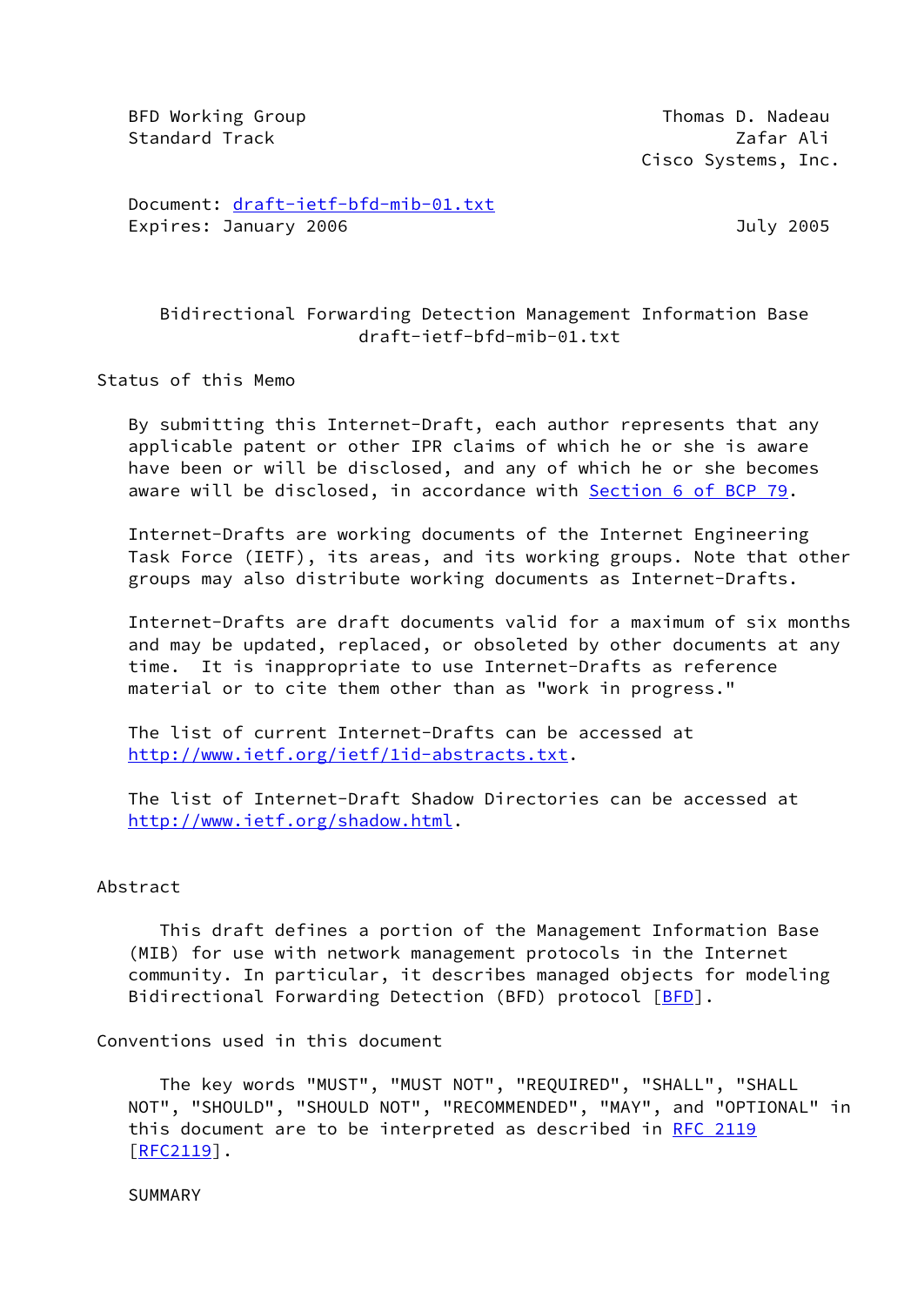BFD Working Group                                    Thomas D. Nadeau
Standard Track                                              Zafar Ali
                                                  Cisco Systems, Inc.

Document: draft-ietf-bfd-mib-01.txt
Expires: January 2006                                       July 2005

# Bidirectional Forwarding Detection Management Information Base
draft-ietf-bfd-mib-01.txt

## Status of this Memo

By submitting this Internet-Draft, each author represents that any applicable patent or other IPR claims of which he or she is aware have been or will be disclosed, and any of which he or she becomes aware will be disclosed, in accordance with Section 6 of BCP 79.

Internet-Drafts are working documents of the Internet Engineering Task Force (IETF), its areas, and its working groups. Note that other groups may also distribute working documents as Internet-Drafts.

Internet-Drafts are draft documents valid for a maximum of six months and may be updated, replaced, or obsoleted by other documents at any time. It is inappropriate to use Internet-Drafts as reference material or to cite them other than as "work in progress."

The list of current Internet-Drafts can be accessed at http://www.ietf.org/ietf/1id-abstracts.txt.

The list of Internet-Draft Shadow Directories can be accessed at http://www.ietf.org/shadow.html.

## Abstract

This draft defines a portion of the Management Information Base (MIB) for use with network management protocols in the Internet community. In particular, it describes managed objects for modeling Bidirectional Forwarding Detection (BFD) protocol [BFD].

## Conventions used in this document

The key words "MUST", "MUST NOT", "REQUIRED", "SHALL", "SHALL NOT", "SHOULD", "SHOULD NOT", "RECOMMENDED", "MAY", and "OPTIONAL" in this document are to be interpreted as described in RFC 2119 [RFC2119].

SUMMARY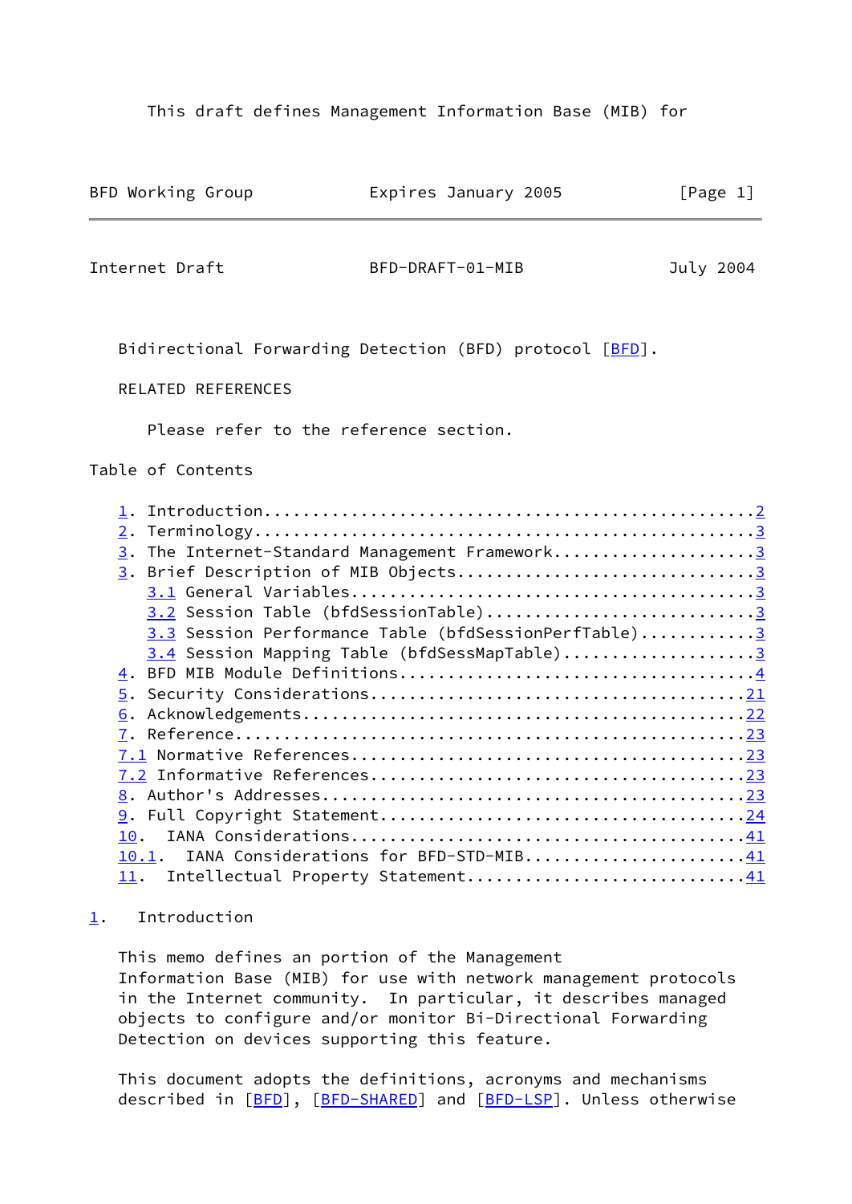This draft defines Management Information Base (MIB) for

Bidirectional Forwarding Detection (BFD) protocol [BFD].

RELATED REFERENCES

Please refer to the reference section.

Table of Contents

1. Introduction....................................................2
2. Terminology.....................................................3
3. The Internet-Standard Management Framework......................3
3. Brief Description of MIB Objects................................3
   3.1 General Variables...........................................3
   3.2 Session Table (bfdSessionTable).............................3
   3.3 Session Performance Table (bfdSessionPerfTable).............3
   3.4 Session Mapping Table (bfdSessMapTable).....................3
4. BFD MIB Module Definitions......................................4
5. Security Considerations........................................21
6. Acknowledgements...............................................22
7. Reference......................................................23
7.1 Normative References..........................................23
7.2 Informative References........................................23
8. Author's Addresses.............................................23
9. Full Copyright Statement.......................................24
10. IANA Considerations...........................................41
10.1. IANA Considerations for BFD-STD-MIB.........................41
11. Intellectual Property Statement...............................41

## 1. Introduction

This memo defines an portion of the Management Information Base (MIB) for use with network management protocols in the Internet community. In particular, it describes managed objects to configure and/or monitor Bi-Directional Forwarding Detection on devices supporting this feature.

This document adopts the definitions, acronyms and mechanisms described in [BFD], [BFD-SHARED] and [BFD-LSP]. Unless otherwise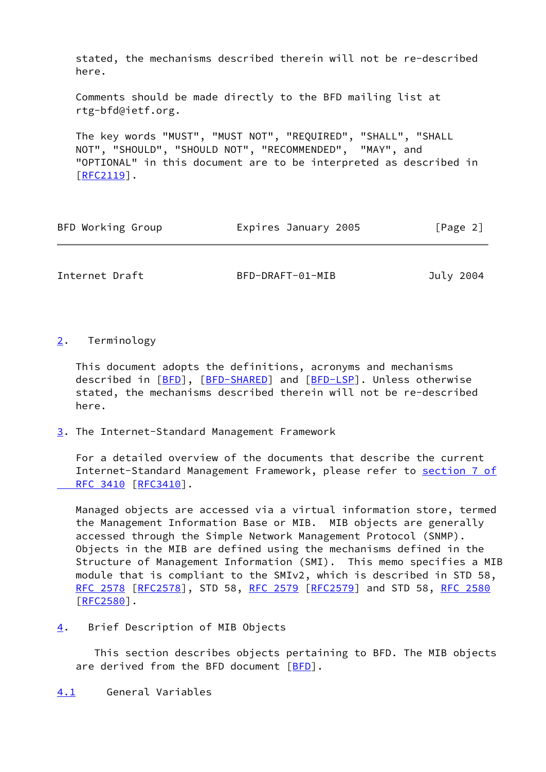stated, the mechanisms described therein will not be re-described here.

Comments should be made directly to the BFD mailing list at rtg-bfd@ietf.org.

The key words "MUST", "MUST NOT", "REQUIRED", "SHALL", "SHALL NOT", "SHOULD", "SHOULD NOT", "RECOMMENDED", "MAY", and "OPTIONAL" in this document are to be interpreted as described in [RFC2119].

## 2. Terminology

This document adopts the definitions, acronyms and mechanisms described in [BFD], [BFD-SHARED] and [BFD-LSP]. Unless otherwise stated, the mechanisms described therein will not be re-described here.

## 3. The Internet-Standard Management Framework

For a detailed overview of the documents that describe the current Internet-Standard Management Framework, please refer to section 7 of RFC 3410 [RFC3410].

Managed objects are accessed via a virtual information store, termed the Management Information Base or MIB. MIB objects are generally accessed through the Simple Network Management Protocol (SNMP). Objects in the MIB are defined using the mechanisms defined in the Structure of Management Information (SMI). This memo specifies a MIB module that is compliant to the SMIv2, which is described in STD 58, RFC 2578 [RFC2578], STD 58, RFC 2579 [RFC2579] and STD 58, RFC 2580 [RFC2580].

## 4. Brief Description of MIB Objects

This section describes objects pertaining to BFD. The MIB objects are derived from the BFD document [BFD].

### 4.1 General Variables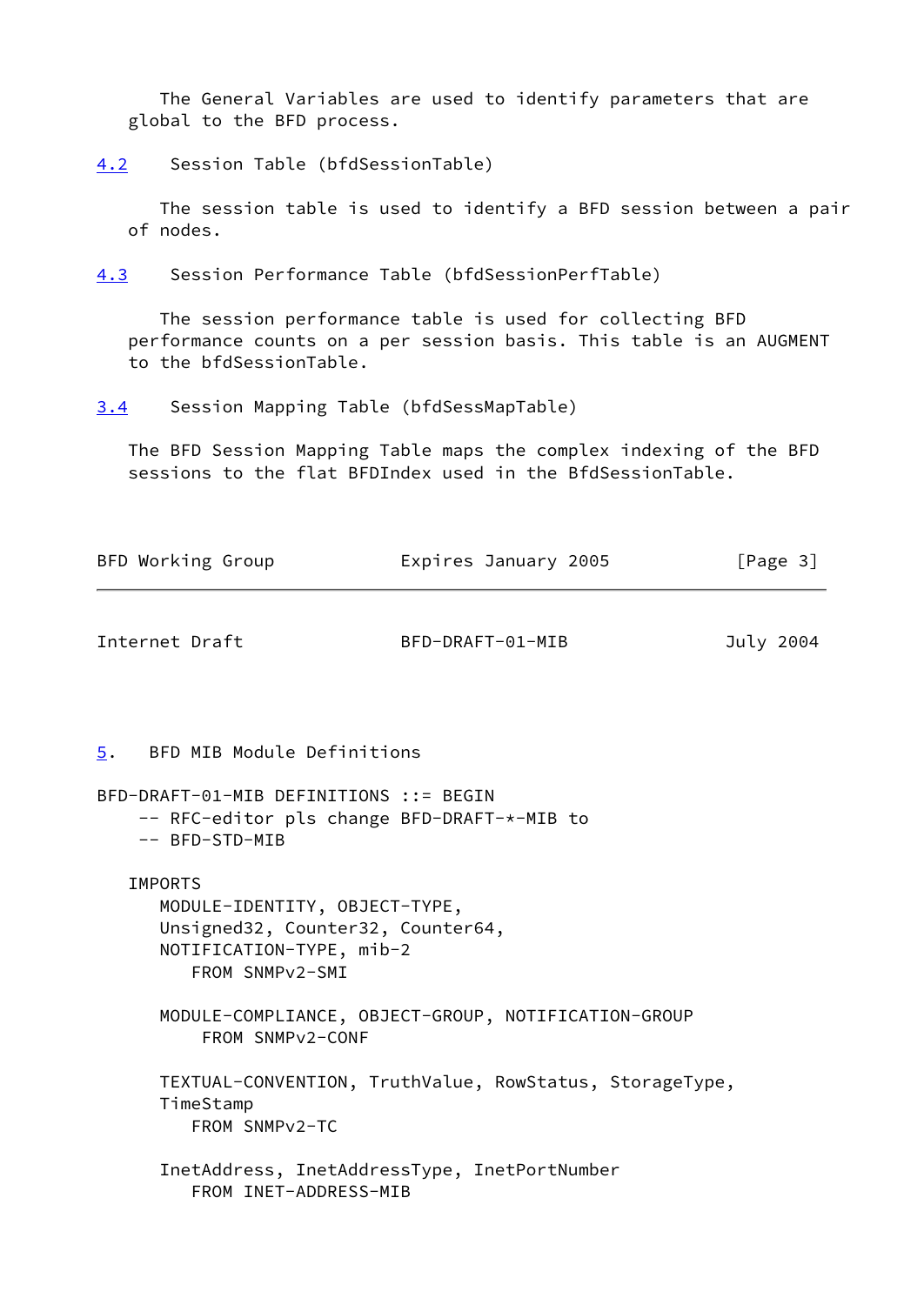The General Variables are used to identify parameters that are global to the BFD process.

### 4.2 Session Table (bfdSessionTable)

The session table is used to identify a BFD session between a pair of nodes.

### 4.3 Session Performance Table (bfdSessionPerfTable)

The session performance table is used for collecting BFD performance counts on a per session basis. This table is an AUGMENT to the bfdSessionTable.

### 3.4 Session Mapping Table (bfdSessMapTable)

The BFD Session Mapping Table maps the complex indexing of the BFD sessions to the flat BFDIndex used in the BfdSessionTable.

## 5. BFD MIB Module Definitions

```
BFD-DRAFT-01-MIB DEFINITIONS ::= BEGIN
    -- RFC-editor pls change BFD-DRAFT-*-MIB to
    -- BFD-STD-MIB

   IMPORTS
      MODULE-IDENTITY, OBJECT-TYPE,
      Unsigned32, Counter32, Counter64,
      NOTIFICATION-TYPE, mib-2
         FROM SNMPv2-SMI

      MODULE-COMPLIANCE, OBJECT-GROUP, NOTIFICATION-GROUP
          FROM SNMPv2-CONF

      TEXTUAL-CONVENTION, TruthValue, RowStatus, StorageType,
      TimeStamp
         FROM SNMPv2-TC

      InetAddress, InetAddressType, InetPortNumber
         FROM INET-ADDRESS-MIB
```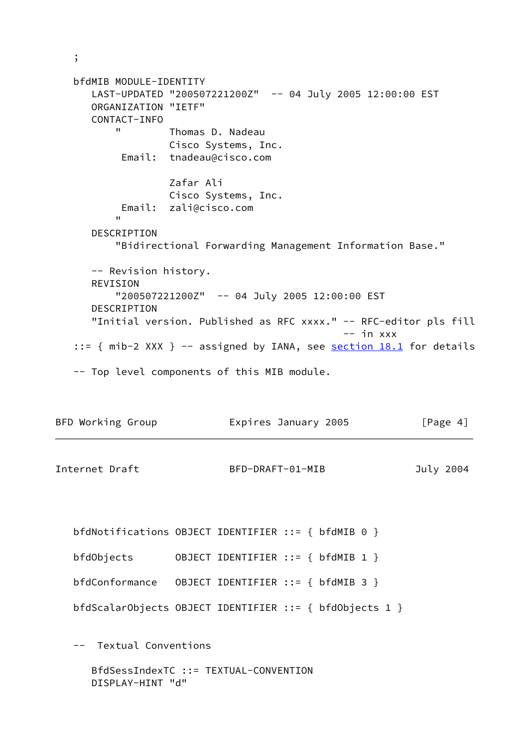```
   ;

   bfdMIB MODULE-IDENTITY
      LAST-UPDATED "200507221200Z"  -- 04 July 2005 12:00:00 EST
      ORGANIZATION "IETF"
      CONTACT-INFO
          "        Thomas D. Nadeau
                   Cisco Systems, Inc.
           Email:  tnadeau@cisco.com

                   Zafar Ali
                   Cisco Systems, Inc.
           Email:  zali@cisco.com
          "
      DESCRIPTION
          "Bidirectional Forwarding Management Information Base."

      -- Revision history.
      REVISION
          "200507221200Z"  -- 04 July 2005 12:00:00 EST
      DESCRIPTION
      "Initial version. Published as RFC xxxx." -- RFC-editor pls fill
                                                -- in xxx
   ::= { mib-2 XXX } -- assigned by IANA, see section 18.1 for details

   -- Top level components of this MIB module.
```

```
   bfdNotifications OBJECT IDENTIFIER ::= { bfdMIB 0 }

   bfdObjects       OBJECT IDENTIFIER ::= { bfdMIB 1 }

   bfdConformance   OBJECT IDENTIFIER ::= { bfdMIB 3 }

   bfdScalarObjects OBJECT IDENTIFIER ::= { bfdObjects 1 }


   --  Textual Conventions

      BfdSessIndexTC ::= TEXTUAL-CONVENTION
      DISPLAY-HINT "d"
```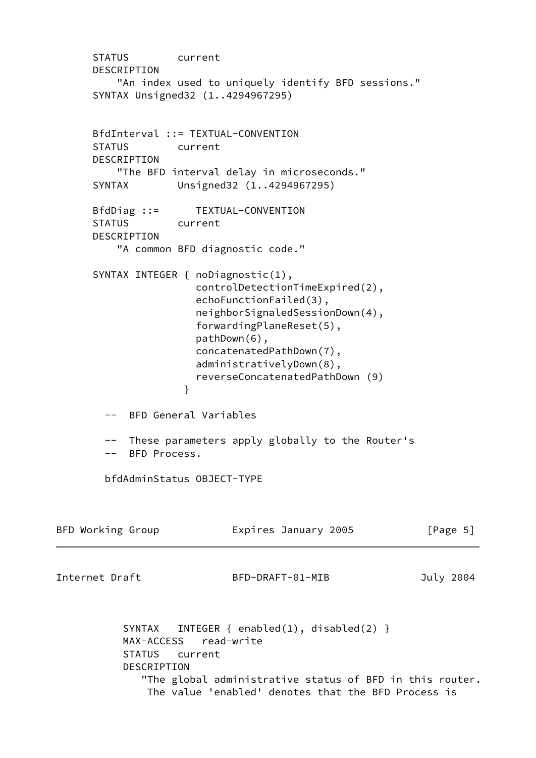```
      STATUS        current
      DESCRIPTION
          "An index used to uniquely identify BFD sessions."
      SYNTAX Unsigned32 (1..4294967295)


      BfdInterval ::= TEXTUAL-CONVENTION
      STATUS        current
      DESCRIPTION
          "The BFD interval delay in microseconds."
      SYNTAX        Unsigned32 (1..4294967295)

      BfdDiag ::=      TEXTUAL-CONVENTION
      STATUS        current
      DESCRIPTION
          "A common BFD diagnostic code."

      SYNTAX INTEGER { noDiagnostic(1),
                       controlDetectionTimeExpired(2),
                       echoFunctionFailed(3),
                       neighborSignaledSessionDown(4),
                       forwardingPlaneReset(5),
                       pathDown(6),
                       concatenatedPathDown(7),
                       administrativelyDown(8),
                       reverseConcatenatedPathDown (9)
                     }

        --  BFD General Variables

        --  These parameters apply globally to the Router's
        --  BFD Process.

        bfdAdminStatus OBJECT-TYPE
```

```
           SYNTAX   INTEGER { enabled(1), disabled(2) }
           MAX-ACCESS   read-write
           STATUS   current
           DESCRIPTION
              "The global administrative status of BFD in this router.
               The value 'enabled' denotes that the BFD Process is
```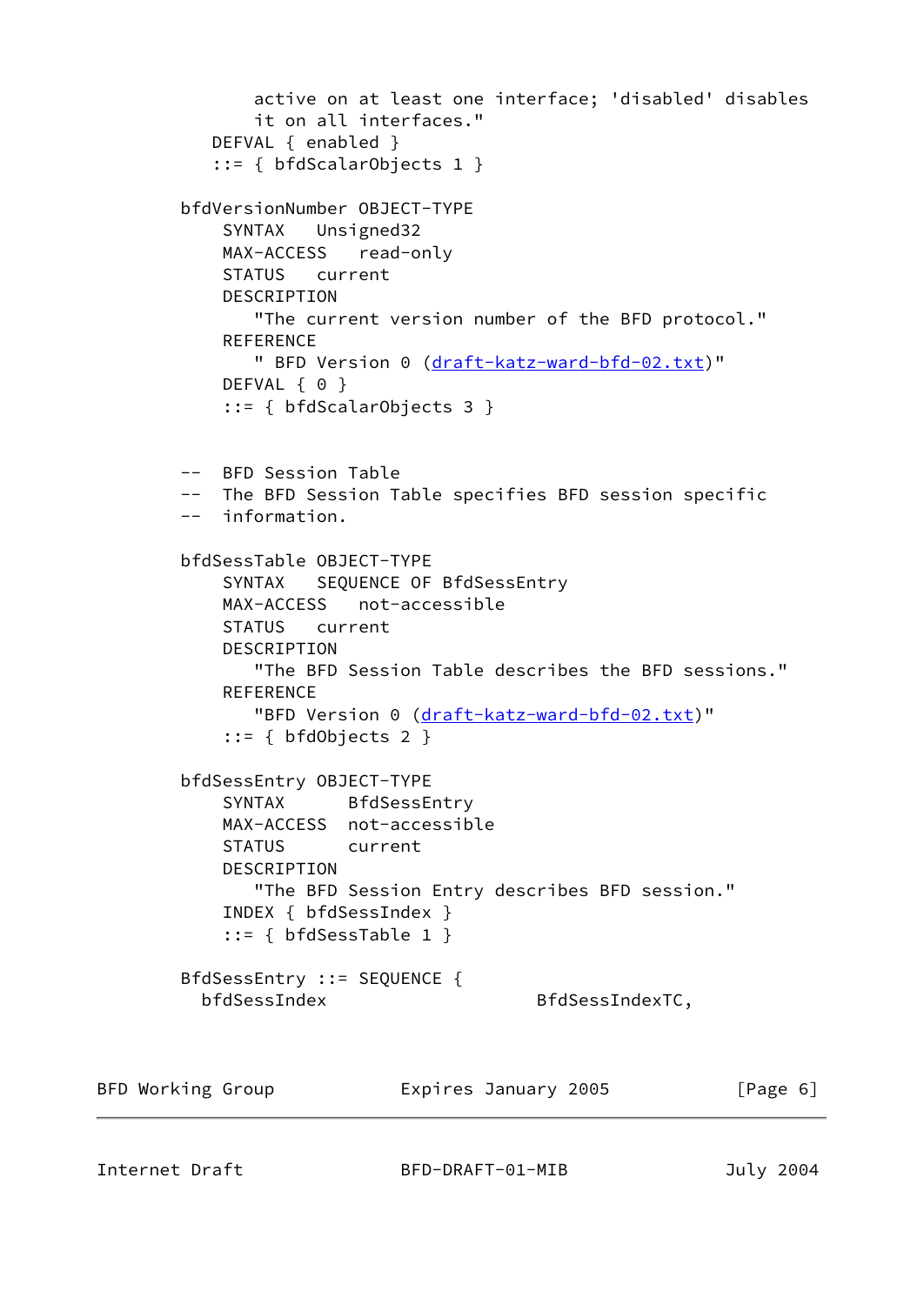```
           active on at least one interface; 'disabled' disables
           it on all interfaces."
       DEFVAL { enabled }
       ::= { bfdScalarObjects 1 }

    bfdVersionNumber OBJECT-TYPE
        SYNTAX   Unsigned32
        MAX-ACCESS   read-only
        STATUS   current
        DESCRIPTION
           "The current version number of the BFD protocol."
        REFERENCE
           " BFD Version 0 (draft-katz-ward-bfd-02.txt)"
        DEFVAL { 0 }
        ::= { bfdScalarObjects 3 }


    --  BFD Session Table
    --  The BFD Session Table specifies BFD session specific
    --  information.

    bfdSessTable OBJECT-TYPE
        SYNTAX   SEQUENCE OF BfdSessEntry
        MAX-ACCESS   not-accessible
        STATUS   current
        DESCRIPTION
           "The BFD Session Table describes the BFD sessions."
        REFERENCE
           "BFD Version 0 (draft-katz-ward-bfd-02.txt)"
        ::= { bfdObjects 2 }

    bfdSessEntry OBJECT-TYPE
        SYNTAX      BfdSessEntry
        MAX-ACCESS  not-accessible
        STATUS      current
        DESCRIPTION
           "The BFD Session Entry describes BFD session."
        INDEX { bfdSessIndex }
        ::= { bfdSessTable 1 }

    BfdSessEntry ::= SEQUENCE {
      bfdSessIndex                    BfdSessIndexTC,
```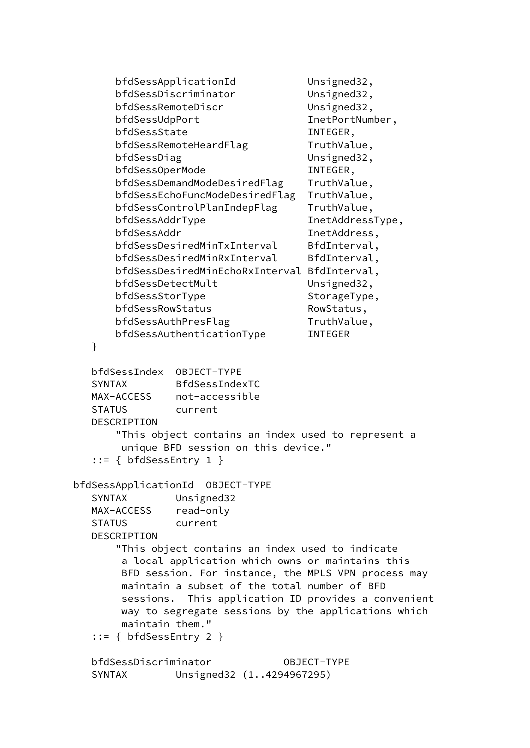```
        bfdSessApplicationId            Unsigned32,
        bfdSessDiscriminator            Unsigned32,
        bfdSessRemoteDiscr              Unsigned32,
        bfdSessUdpPort                  InetPortNumber,
        bfdSessState                    INTEGER,
        bfdSessRemoteHeardFlag          TruthValue,
        bfdSessDiag                     Unsigned32,
        bfdSessOperMode                 INTEGER,
        bfdSessDemandModeDesiredFlag    TruthValue,
        bfdSessEchoFuncModeDesiredFlag  TruthValue,
        bfdSessControlPlanIndepFlag     TruthValue,
        bfdSessAddrType                 InetAddressType,
        bfdSessAddr                     InetAddress,
        bfdSessDesiredMinTxInterval     BfdInterval,
        bfdSessDesiredMinRxInterval     BfdInterval,
        bfdSessDesiredMinEchoRxInterval BfdInterval,
        bfdSessDetectMult               Unsigned32,
        bfdSessStorType                 StorageType,
        bfdSessRowStatus                RowStatus,
        bfdSessAuthPresFlag             TruthValue,
        bfdSessAuthenticationType       INTEGER
    }

    bfdSessIndex  OBJECT-TYPE
    SYNTAX        BfdSessIndexTC
    MAX-ACCESS    not-accessible
    STATUS        current
    DESCRIPTION
        "This object contains an index used to represent a
         unique BFD session on this device."
    ::= { bfdSessEntry 1 }

 bfdSessApplicationId  OBJECT-TYPE
    SYNTAX        Unsigned32
    MAX-ACCESS    read-only
    STATUS        current
    DESCRIPTION
        "This object contains an index used to indicate
         a local application which owns or maintains this
         BFD session. For instance, the MPLS VPN process may
         maintain a subset of the total number of BFD
         sessions.  This application ID provides a convenient
         way to segregate sessions by the applications which
         maintain them."
    ::= { bfdSessEntry 2 }

    bfdSessDiscriminator            OBJECT-TYPE
    SYNTAX        Unsigned32 (1..4294967295)
```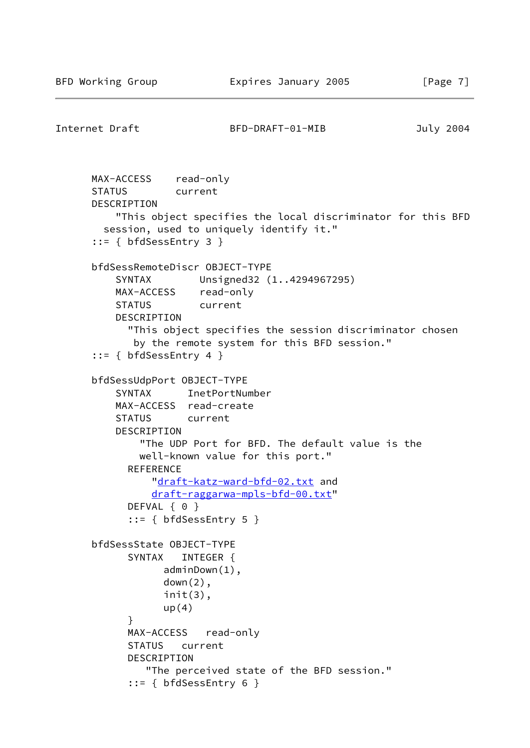```
      MAX-ACCESS    read-only
      STATUS        current
      DESCRIPTION
          "This object specifies the local discriminator for this BFD
        session, used to uniquely identify it."
      ::= { bfdSessEntry 3 }

      bfdSessRemoteDiscr OBJECT-TYPE
          SYNTAX        Unsigned32 (1..4294967295)
          MAX-ACCESS    read-only
          STATUS        current
          DESCRIPTION
            "This object specifies the session discriminator chosen
             by the remote system for this BFD session."
      ::= { bfdSessEntry 4 }

      bfdSessUdpPort OBJECT-TYPE
          SYNTAX      InetPortNumber
          MAX-ACCESS  read-create
          STATUS      current
          DESCRIPTION
              "The UDP Port for BFD. The default value is the
              well-known value for this port."
            REFERENCE
                "draft-katz-ward-bfd-02.txt and
                draft-raggarwa-mpls-bfd-00.txt"
            DEFVAL { 0 }
            ::= { bfdSessEntry 5 }

      bfdSessState OBJECT-TYPE
            SYNTAX   INTEGER {
                  adminDown(1),
                  down(2),
                  init(3),
                  up(4)
            }
            MAX-ACCESS   read-only
            STATUS   current
            DESCRIPTION
               "The perceived state of the BFD session."
            ::= { bfdSessEntry 6 }
```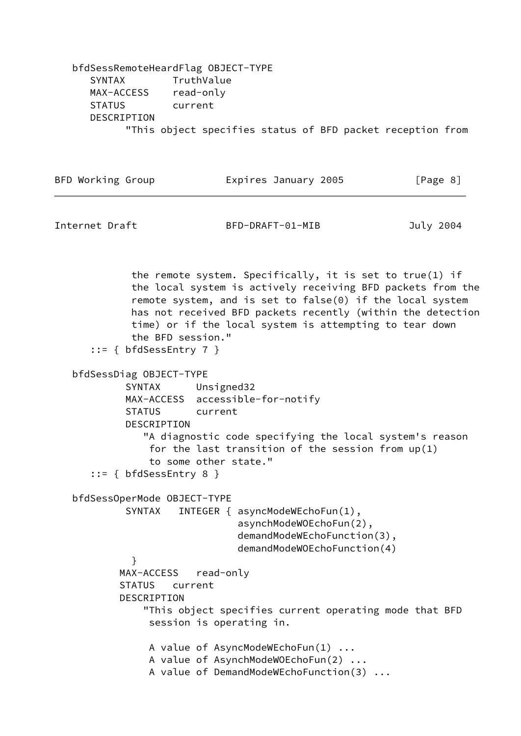```
   bfdSessRemoteHeardFlag OBJECT-TYPE
      SYNTAX        TruthValue
      MAX-ACCESS    read-only
      STATUS        current
      DESCRIPTION
            "This object specifies status of BFD packet reception from
             the remote system. Specifically, it is set to true(1) if
             the local system is actively receiving BFD packets from the
             remote system, and is set to false(0) if the local system
             has not received BFD packets recently (within the detection
             time) or if the local system is attempting to tear down
             the BFD session."
      ::= { bfdSessEntry 7 }

   bfdSessDiag OBJECT-TYPE
            SYNTAX      Unsigned32
            MAX-ACCESS  accessible-for-notify
            STATUS      current
            DESCRIPTION
               "A diagnostic code specifying the local system's reason
                for the last transition of the session from up(1)
                to some other state."
      ::= { bfdSessEntry 8 }

   bfdSessOperMode OBJECT-TYPE
            SYNTAX   INTEGER { asyncModeWEchoFun(1),
                               asynchModeWOEchoFun(2),
                               demandModeWEchoFunction(3),
                               demandModeWOEchoFunction(4)
             }
           MAX-ACCESS   read-only
           STATUS   current
           DESCRIPTION
               "This object specifies current operating mode that BFD
                session is operating in.

                A value of AsyncModeWEchoFun(1) ...
                A value of AsynchModeWOEchoFun(2) ...
                A value of DemandModeWEchoFunction(3) ...
```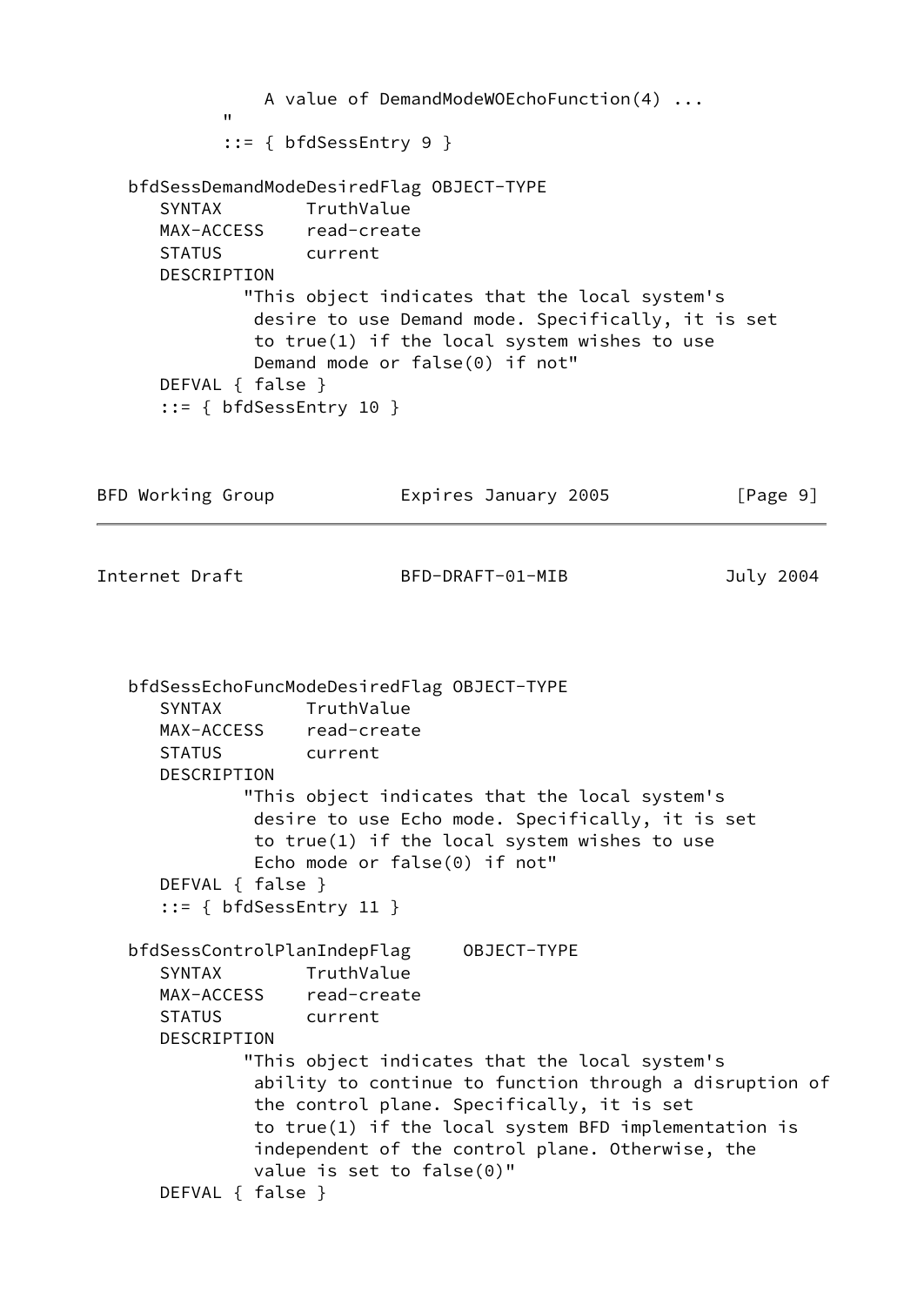```
                A value of DemandModeWOEchoFunction(4) ...
             "
             ::= { bfdSessEntry 9 }

   bfdSessDemandModeDesiredFlag OBJECT-TYPE
      SYNTAX        TruthValue
      MAX-ACCESS    read-create
      STATUS        current
      DESCRIPTION
              "This object indicates that the local system's
               desire to use Demand mode. Specifically, it is set
               to true(1) if the local system wishes to use
               Demand mode or false(0) if not"
      DEFVAL { false }
      ::= { bfdSessEntry 10 }
```

```
   bfdSessEchoFuncModeDesiredFlag OBJECT-TYPE
      SYNTAX        TruthValue
      MAX-ACCESS    read-create
      STATUS        current
      DESCRIPTION
              "This object indicates that the local system's
               desire to use Echo mode. Specifically, it is set
               to true(1) if the local system wishes to use
               Echo mode or false(0) if not"
      DEFVAL { false }
      ::= { bfdSessEntry 11 }

   bfdSessControlPlanIndepFlag     OBJECT-TYPE
      SYNTAX        TruthValue
      MAX-ACCESS    read-create
      STATUS        current
      DESCRIPTION
              "This object indicates that the local system's
               ability to continue to function through a disruption of
               the control plane. Specifically, it is set
               to true(1) if the local system BFD implementation is
               independent of the control plane. Otherwise, the
               value is set to false(0)"
      DEFVAL { false }
```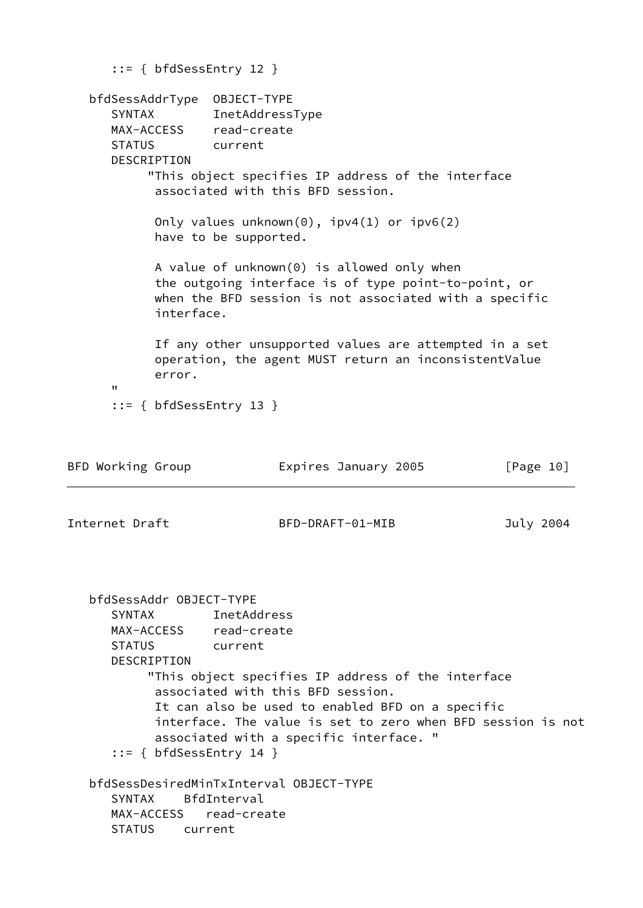```
      ::= { bfdSessEntry 12 }

   bfdSessAddrType  OBJECT-TYPE
      SYNTAX        InetAddressType
      MAX-ACCESS    read-create
      STATUS        current
      DESCRIPTION
           "This object specifies IP address of the interface
            associated with this BFD session.

            Only values unknown(0), ipv4(1) or ipv6(2)
            have to be supported.

            A value of unknown(0) is allowed only when
            the outgoing interface is of type point-to-point, or
            when the BFD session is not associated with a specific
            interface.

            If any other unsupported values are attempted in a set
            operation, the agent MUST return an inconsistentValue
            error.
      "
      ::= { bfdSessEntry 13 }
```

```
   bfdSessAddr OBJECT-TYPE
      SYNTAX        InetAddress
      MAX-ACCESS    read-create
      STATUS        current
      DESCRIPTION
           "This object specifies IP address of the interface
            associated with this BFD session.
            It can also be used to enabled BFD on a specific
            interface. The value is set to zero when BFD session is not
            associated with a specific interface. "
      ::= { bfdSessEntry 14 }

   bfdSessDesiredMinTxInterval OBJECT-TYPE
      SYNTAX    BfdInterval
      MAX-ACCESS   read-create
      STATUS    current
```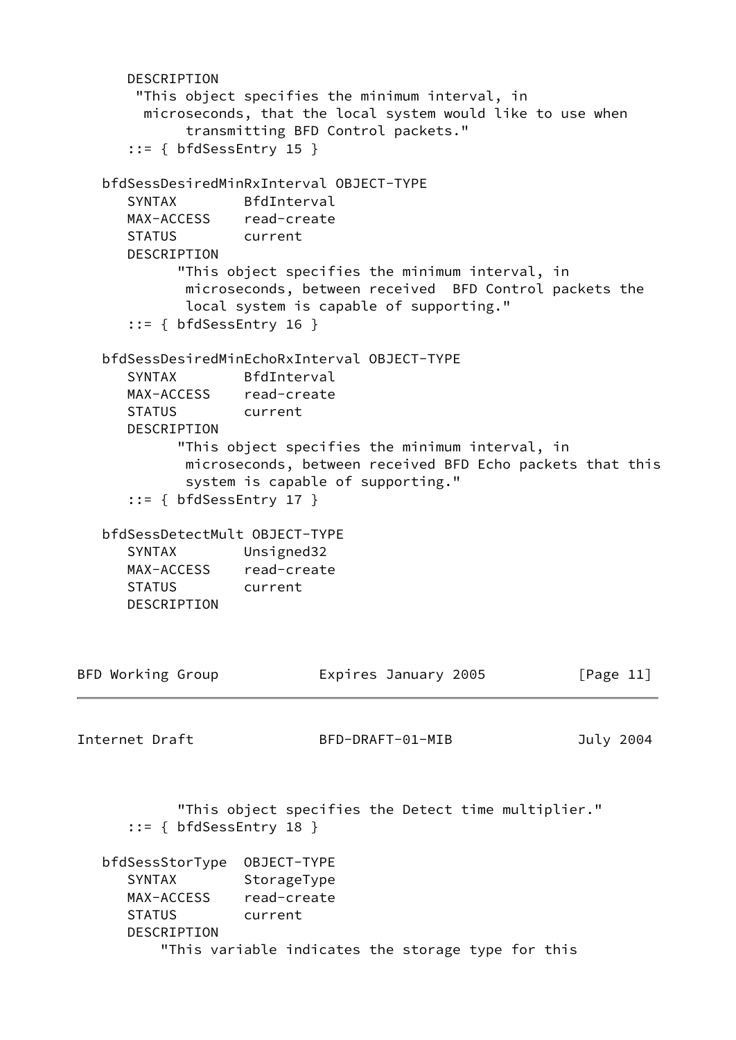```
      DESCRIPTION
       "This object specifies the minimum interval, in
        microseconds, that the local system would like to use when
             transmitting BFD Control packets."
      ::= { bfdSessEntry 15 }

   bfdSessDesiredMinRxInterval OBJECT-TYPE
      SYNTAX        BfdInterval
      MAX-ACCESS    read-create
      STATUS        current
      DESCRIPTION
            "This object specifies the minimum interval, in
             microseconds, between received  BFD Control packets the
             local system is capable of supporting."
      ::= { bfdSessEntry 16 }

   bfdSessDesiredMinEchoRxInterval OBJECT-TYPE
      SYNTAX        BfdInterval
      MAX-ACCESS    read-create
      STATUS        current
      DESCRIPTION
            "This object specifies the minimum interval, in
             microseconds, between received BFD Echo packets that this
             system is capable of supporting."
      ::= { bfdSessEntry 17 }

   bfdSessDetectMult OBJECT-TYPE
      SYNTAX        Unsigned32
      MAX-ACCESS    read-create
      STATUS        current
      DESCRIPTION
            "This object specifies the Detect time multiplier."
      ::= { bfdSessEntry 18 }

   bfdSessStorType  OBJECT-TYPE
      SYNTAX        StorageType
      MAX-ACCESS    read-create
      STATUS        current
      DESCRIPTION
          "This variable indicates the storage type for this
```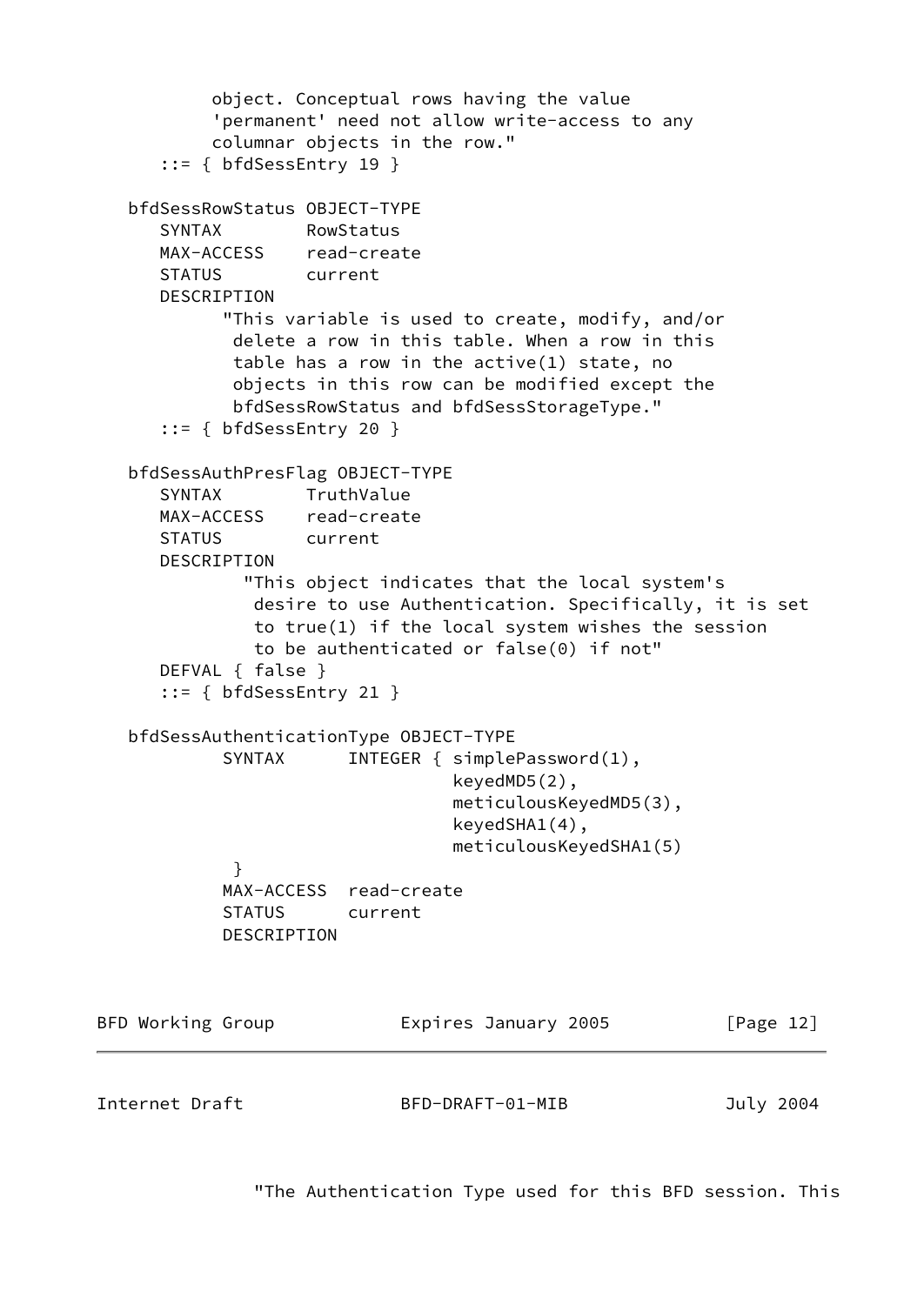```
           object. Conceptual rows having the value
           'permanent' need not allow write-access to any
           columnar objects in the row."
       ::= { bfdSessEntry 19 }

   bfdSessRowStatus OBJECT-TYPE
       SYNTAX        RowStatus
       MAX-ACCESS    read-create
       STATUS        current
       DESCRIPTION
             "This variable is used to create, modify, and/or
              delete a row in this table. When a row in this
              table has a row in the active(1) state, no
              objects in this row can be modified except the
              bfdSessRowStatus and bfdSessStorageType."
       ::= { bfdSessEntry 20 }

   bfdSessAuthPresFlag OBJECT-TYPE
       SYNTAX        TruthValue
       MAX-ACCESS    read-create
       STATUS        current
       DESCRIPTION
               "This object indicates that the local system's
                desire to use Authentication. Specifically, it is set
                to true(1) if the local system wishes the session
                to be authenticated or false(0) if not"
       DEFVAL { false }
       ::= { bfdSessEntry 21 }

   bfdSessAuthenticationType OBJECT-TYPE
             SYNTAX      INTEGER { simplePassword(1),
                                   keyedMD5(2),
                                   meticulousKeyedMD5(3),
                                   keyedSHA1(4),
                                   meticulousKeyedSHA1(5)
              }
             MAX-ACCESS  read-create
             STATUS      current
             DESCRIPTION

               "The Authentication Type used for this BFD session. This
```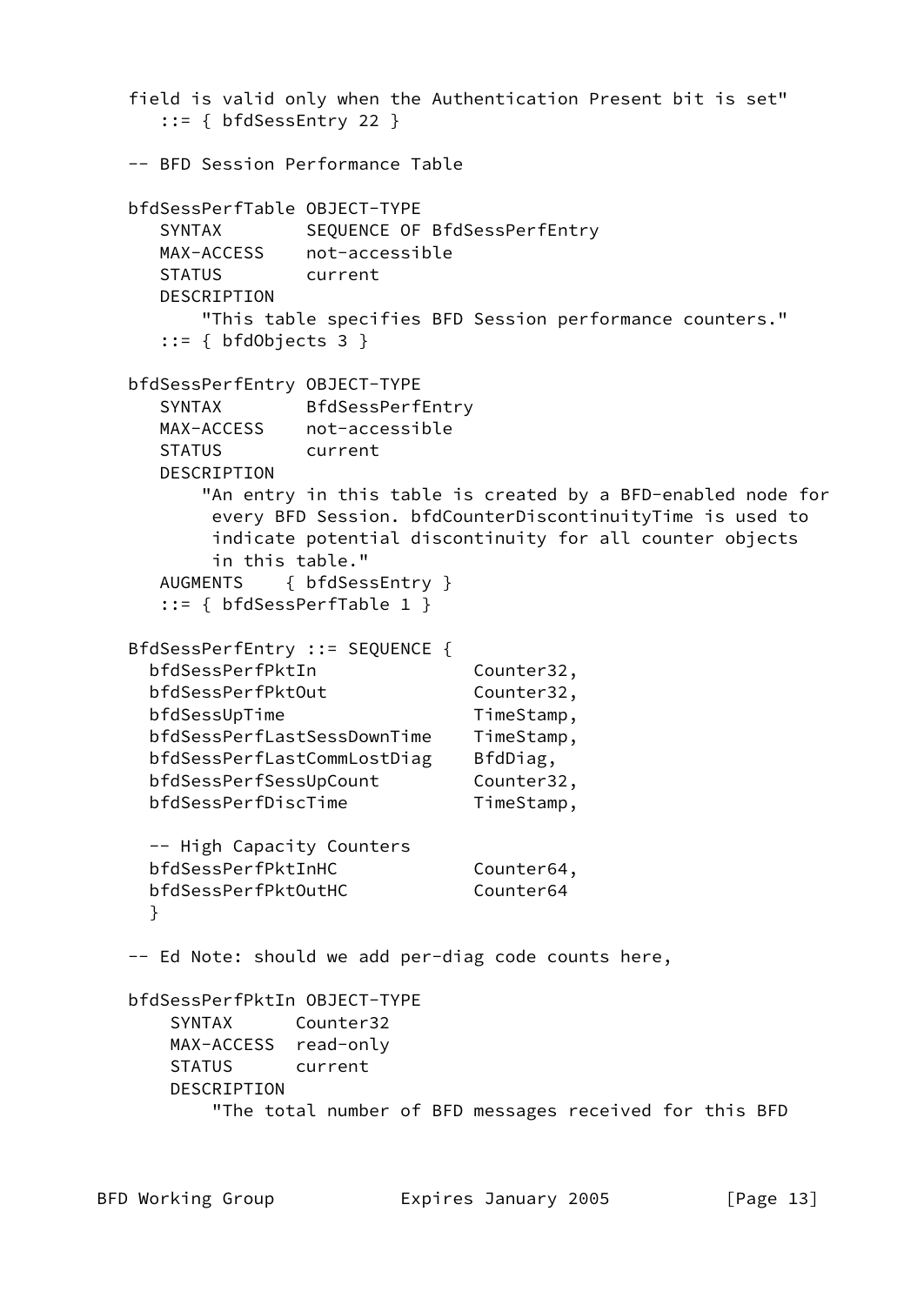```
   field is valid only when the Authentication Present bit is set"
      ::= { bfdSessEntry 22 }

   -- BFD Session Performance Table

   bfdSessPerfTable OBJECT-TYPE
      SYNTAX        SEQUENCE OF BfdSessPerfEntry
      MAX-ACCESS    not-accessible
      STATUS        current
      DESCRIPTION
          "This table specifies BFD Session performance counters."
      ::= { bfdObjects 3 }

   bfdSessPerfEntry OBJECT-TYPE
      SYNTAX        BfdSessPerfEntry
      MAX-ACCESS    not-accessible
      STATUS        current
      DESCRIPTION
          "An entry in this table is created by a BFD-enabled node for
           every BFD Session. bfdCounterDiscontinuityTime is used to
           indicate potential discontinuity for all counter objects
           in this table."
      AUGMENTS    { bfdSessEntry }
      ::= { bfdSessPerfTable 1 }

   BfdSessPerfEntry ::= SEQUENCE {
     bfdSessPerfPktIn               Counter32,
     bfdSessPerfPktOut              Counter32,
     bfdSessUpTime                  TimeStamp,
     bfdSessPerfLastSessDownTime    TimeStamp,
     bfdSessPerfLastCommLostDiag    BfdDiag,
     bfdSessPerfSessUpCount         Counter32,
     bfdSessPerfDiscTime            TimeStamp,

     -- High Capacity Counters
     bfdSessPerfPktInHC             Counter64,
     bfdSessPerfPktOutHC            Counter64
     }

   -- Ed Note: should we add per-diag code counts here,

   bfdSessPerfPktIn OBJECT-TYPE
       SYNTAX      Counter32
       MAX-ACCESS  read-only
       STATUS      current
       DESCRIPTION
           "The total number of BFD messages received for this BFD
```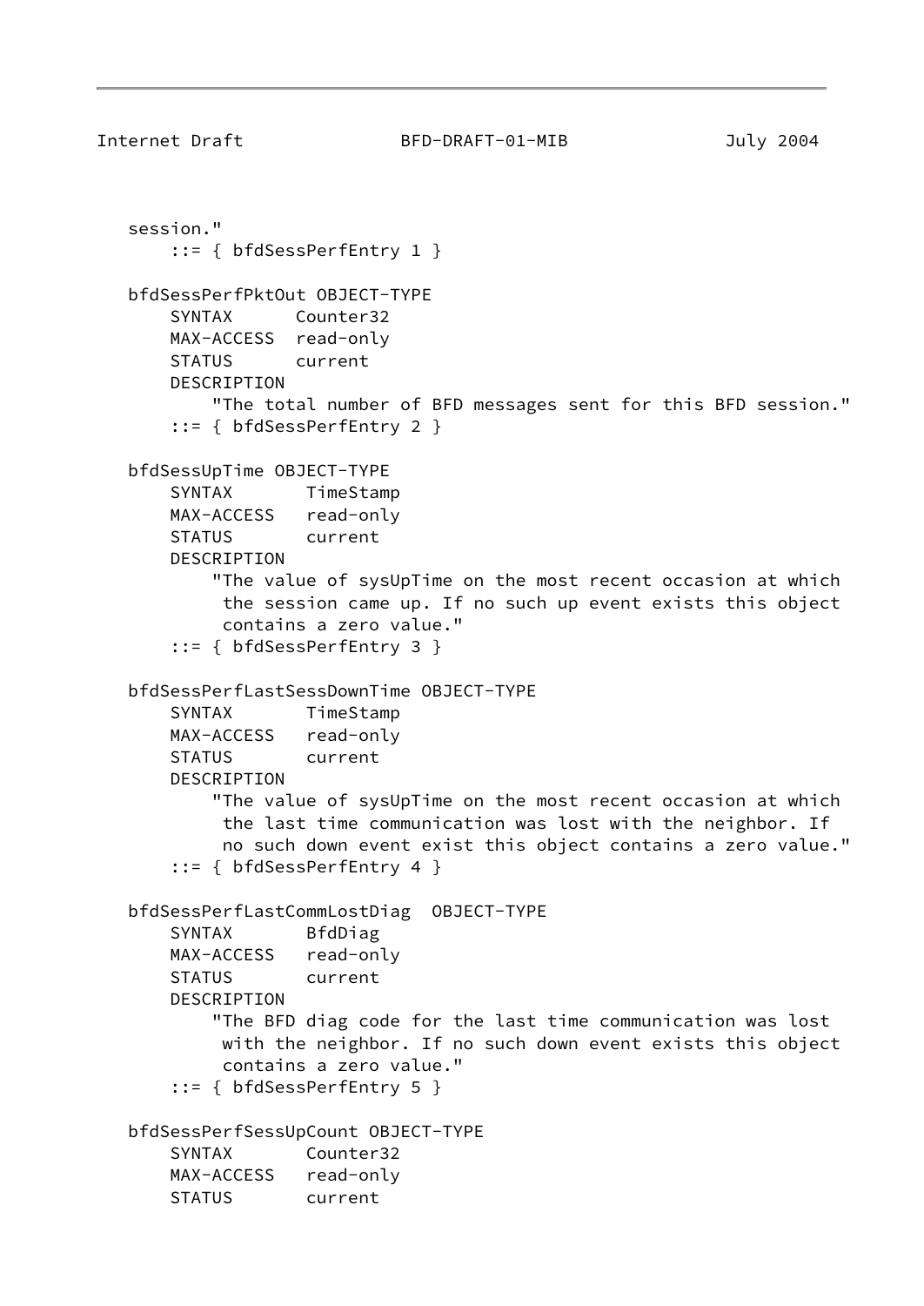```
   session."
       ::= { bfdSessPerfEntry 1 }

   bfdSessPerfPktOut OBJECT-TYPE
       SYNTAX      Counter32
       MAX-ACCESS  read-only
       STATUS      current
       DESCRIPTION
           "The total number of BFD messages sent for this BFD session."
       ::= { bfdSessPerfEntry 2 }

   bfdSessUpTime OBJECT-TYPE
       SYNTAX       TimeStamp
       MAX-ACCESS   read-only
       STATUS       current
       DESCRIPTION
           "The value of sysUpTime on the most recent occasion at which
            the session came up. If no such up event exists this object
            contains a zero value."
       ::= { bfdSessPerfEntry 3 }

   bfdSessPerfLastSessDownTime OBJECT-TYPE
       SYNTAX       TimeStamp
       MAX-ACCESS   read-only
       STATUS       current
       DESCRIPTION
           "The value of sysUpTime on the most recent occasion at which
            the last time communication was lost with the neighbor. If
            no such down event exist this object contains a zero value."
       ::= { bfdSessPerfEntry 4 }

   bfdSessPerfLastCommLostDiag  OBJECT-TYPE
       SYNTAX       BfdDiag
       MAX-ACCESS   read-only
       STATUS       current
       DESCRIPTION
           "The BFD diag code for the last time communication was lost
            with the neighbor. If no such down event exists this object
            contains a zero value."
       ::= { bfdSessPerfEntry 5 }

   bfdSessPerfSessUpCount OBJECT-TYPE
       SYNTAX       Counter32
       MAX-ACCESS   read-only
       STATUS       current
```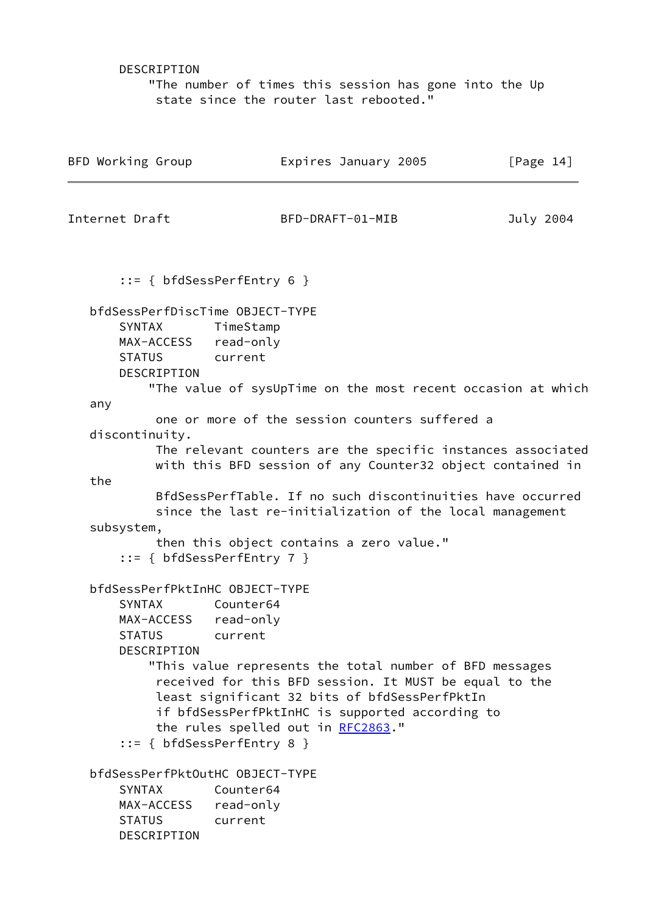```
        DESCRIPTION
            "The number of times this session has gone into the Up
             state since the router last rebooted."
```

```
        ::= { bfdSessPerfEntry 6 }

    bfdSessPerfDiscTime OBJECT-TYPE
        SYNTAX       TimeStamp
        MAX-ACCESS   read-only
        STATUS       current
        DESCRIPTION
            "The value of sysUpTime on the most recent occasion at which
    any
             one or more of the session counters suffered a
    discontinuity.
             The relevant counters are the specific instances associated
             with this BFD session of any Counter32 object contained in
    the
             BfdSessPerfTable. If no such discontinuities have occurred
             since the last re-initialization of the local management
    subsystem,
             then this object contains a zero value."
        ::= { bfdSessPerfEntry 7 }

    bfdSessPerfPktInHC OBJECT-TYPE
        SYNTAX       Counter64
        MAX-ACCESS   read-only
        STATUS       current
        DESCRIPTION
            "This value represents the total number of BFD messages
             received for this BFD session. It MUST be equal to the
             least significant 32 bits of bfdSessPerfPktIn
             if bfdSessPerfPktInHC is supported according to
             the rules spelled out in RFC2863."
        ::= { bfdSessPerfEntry 8 }

    bfdSessPerfPktOutHC OBJECT-TYPE
        SYNTAX       Counter64
        MAX-ACCESS   read-only
        STATUS       current
        DESCRIPTION
```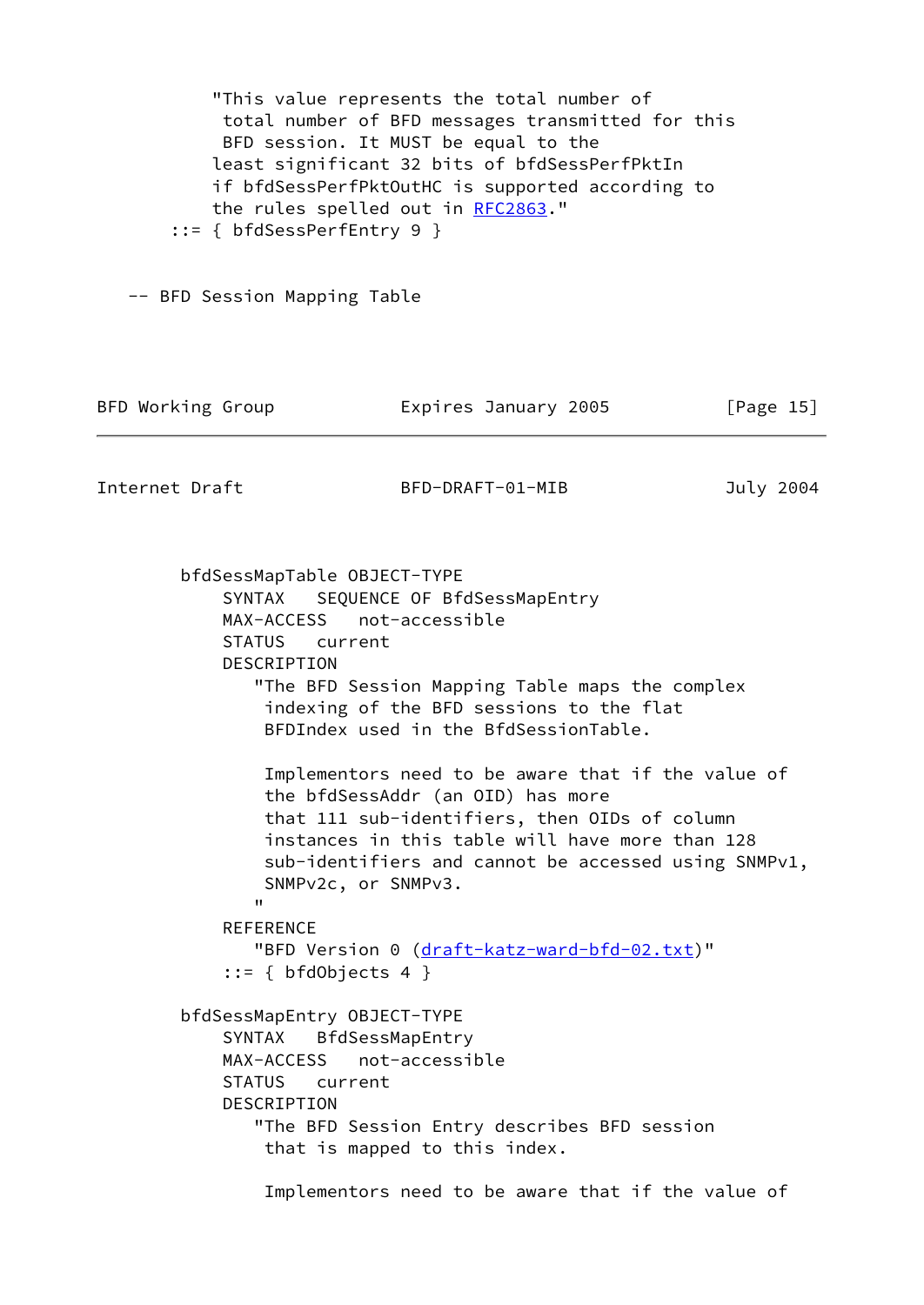```
           "This value represents the total number of
            total number of BFD messages transmitted for this
            BFD session. It MUST be equal to the
           least significant 32 bits of bfdSessPerfPktIn
           if bfdSessPerfPktOutHC is supported according to
           the rules spelled out in RFC2863."
       ::= { bfdSessPerfEntry 9 }

   -- BFD Session Mapping Table
```

```
        bfdSessMapTable OBJECT-TYPE
            SYNTAX   SEQUENCE OF BfdSessMapEntry
            MAX-ACCESS   not-accessible
            STATUS   current
            DESCRIPTION
               "The BFD Session Mapping Table maps the complex
                indexing of the BFD sessions to the flat
                BFDIndex used in the BfdSessionTable.

                Implementors need to be aware that if the value of
                the bfdSessAddr (an OID) has more
                that 111 sub-identifiers, then OIDs of column
                instances in this table will have more than 128
                sub-identifiers and cannot be accessed using SNMPv1,
                SNMPv2c, or SNMPv3.
               "
            REFERENCE
               "BFD Version 0 (draft-katz-ward-bfd-02.txt)"
            ::= { bfdObjects 4 }

        bfdSessMapEntry OBJECT-TYPE
            SYNTAX   BfdSessMapEntry
            MAX-ACCESS   not-accessible
            STATUS   current
            DESCRIPTION
               "The BFD Session Entry describes BFD session
                that is mapped to this index.

                Implementors need to be aware that if the value of
```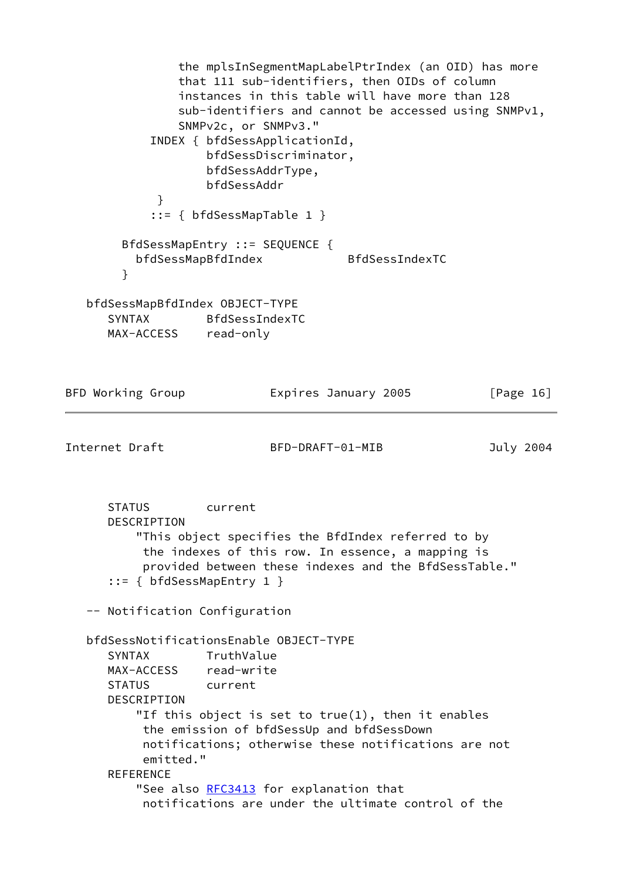```
              the mplsInSegmentMapLabelPtrIndex (an OID) has more
              that 111 sub-identifiers, then OIDs of column
              instances in this table will have more than 128
              sub-identifiers and cannot be accessed using SNMPv1,
              SNMPv2c, or SNMPv3."
          INDEX { bfdSessApplicationId,
                  bfdSessDiscriminator,
                  bfdSessAddrType,
                  bfdSessAddr
           }
          ::= { bfdSessMapTable 1 }

      BfdSessMapEntry ::= SEQUENCE {
        bfdSessMapBfdIndex            BfdSessIndexTC
      }

   bfdSessMapBfdIndex OBJECT-TYPE
      SYNTAX        BfdSessIndexTC
      MAX-ACCESS    read-only
```

```
      STATUS        current
      DESCRIPTION
          "This object specifies the BfdIndex referred to by
           the indexes of this row. In essence, a mapping is
           provided between these indexes and the BfdSessTable."
      ::= { bfdSessMapEntry 1 }

   -- Notification Configuration

   bfdSessNotificationsEnable OBJECT-TYPE
      SYNTAX        TruthValue
      MAX-ACCESS    read-write
      STATUS        current
      DESCRIPTION
          "If this object is set to true(1), then it enables
           the emission of bfdSessUp and bfdSessDown
           notifications; otherwise these notifications are not
           emitted."
      REFERENCE
          "See also RFC3413 for explanation that
           notifications are under the ultimate control of the
```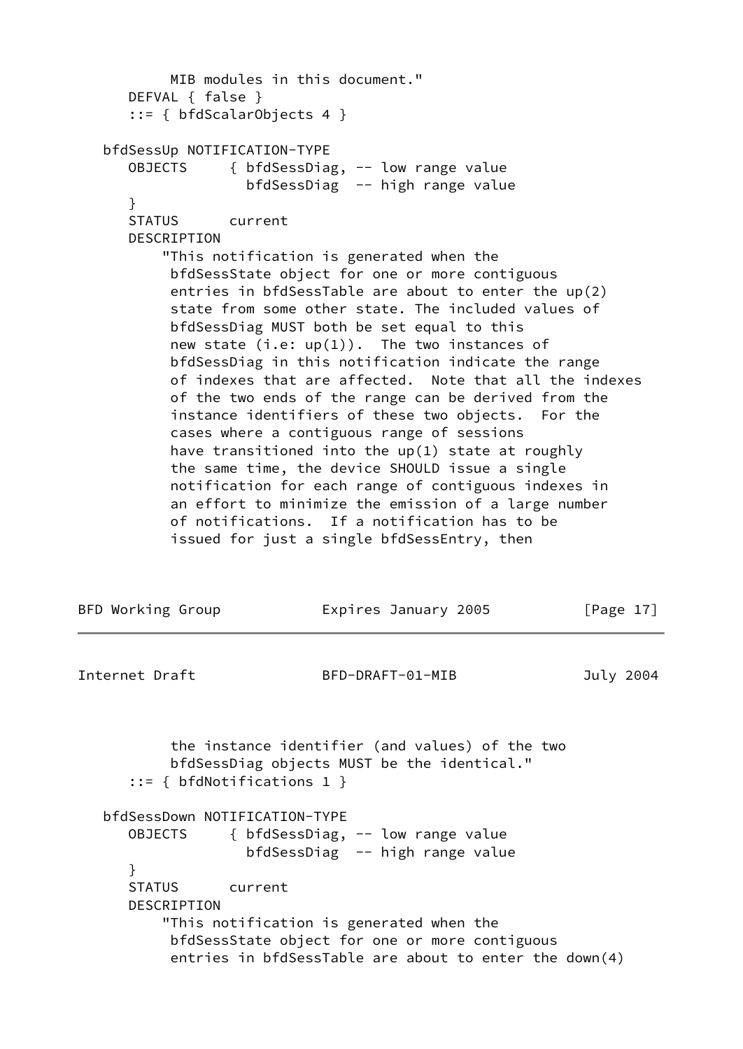```
          MIB modules in this document."
      DEFVAL { false }
      ::= { bfdScalarObjects 4 }

   bfdSessUp NOTIFICATION-TYPE
      OBJECTS     { bfdSessDiag, -- low range value
                    bfdSessDiag  -- high range value
      }
      STATUS      current
      DESCRIPTION
          "This notification is generated when the
           bfdSessState object for one or more contiguous
           entries in bfdSessTable are about to enter the up(2)
           state from some other state. The included values of
           bfdSessDiag MUST both be set equal to this
           new state (i.e: up(1)).  The two instances of
           bfdSessDiag in this notification indicate the range
           of indexes that are affected.  Note that all the indexes
           of the two ends of the range can be derived from the
           instance identifiers of these two objects.  For the
           cases where a contiguous range of sessions
           have transitioned into the up(1) state at roughly
           the same time, the device SHOULD issue a single
           notification for each range of contiguous indexes in
           an effort to minimize the emission of a large number
           of notifications.  If a notification has to be
           issued for just a single bfdSessEntry, then
           the instance identifier (and values) of the two
           bfdSessDiag objects MUST be the identical."
      ::= { bfdNotifications 1 }

   bfdSessDown NOTIFICATION-TYPE
      OBJECTS     { bfdSessDiag, -- low range value
                    bfdSessDiag  -- high range value
      }
      STATUS      current
      DESCRIPTION
          "This notification is generated when the
           bfdSessState object for one or more contiguous
           entries in bfdSessTable are about to enter the down(4)
```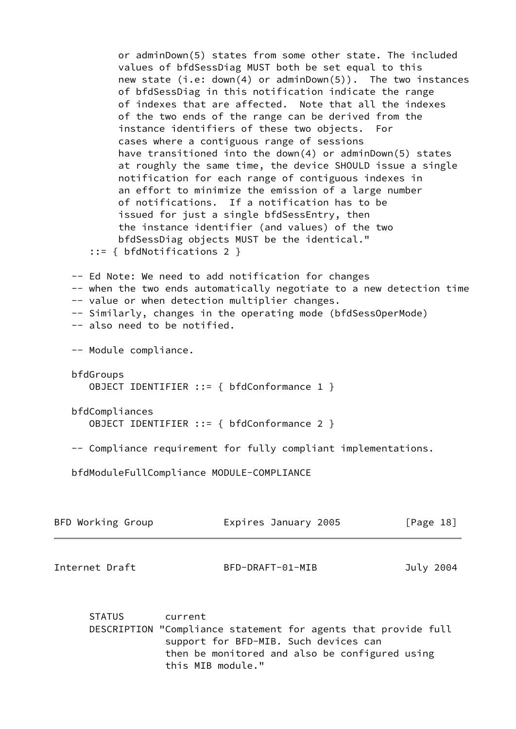```
          or adminDown(5) states from some other state. The included
          values of bfdSessDiag MUST both be set equal to this
          new state (i.e: down(4) or adminDown(5)).  The two instances
          of bfdSessDiag in this notification indicate the range
          of indexes that are affected.  Note that all the indexes
          of the two ends of the range can be derived from the
          instance identifiers of these two objects.  For
          cases where a contiguous range of sessions
          have transitioned into the down(4) or adminDown(5) states
          at roughly the same time, the device SHOULD issue a single
          notification for each range of contiguous indexes in
          an effort to minimize the emission of a large number
          of notifications.  If a notification has to be
          issued for just a single bfdSessEntry, then
          the instance identifier (and values) of the two
          bfdSessDiag objects MUST be the identical."
      ::= { bfdNotifications 2 }

   -- Ed Note: We need to add notification for changes
   -- when the two ends automatically negotiate to a new detection time
   -- value or when detection multiplier changes.
   -- Similarly, changes in the operating mode (bfdSessOperMode)
   -- also need to be notified.

   -- Module compliance.

   bfdGroups
      OBJECT IDENTIFIER ::= { bfdConformance 1 }

   bfdCompliances
      OBJECT IDENTIFIER ::= { bfdConformance 2 }

   -- Compliance requirement for fully compliant implementations.

   bfdModuleFullCompliance MODULE-COMPLIANCE

      STATUS       current
      DESCRIPTION "Compliance statement for agents that provide full
                   support for BFD-MIB. Such devices can
                   then be monitored and also be configured using
                   this MIB module."
```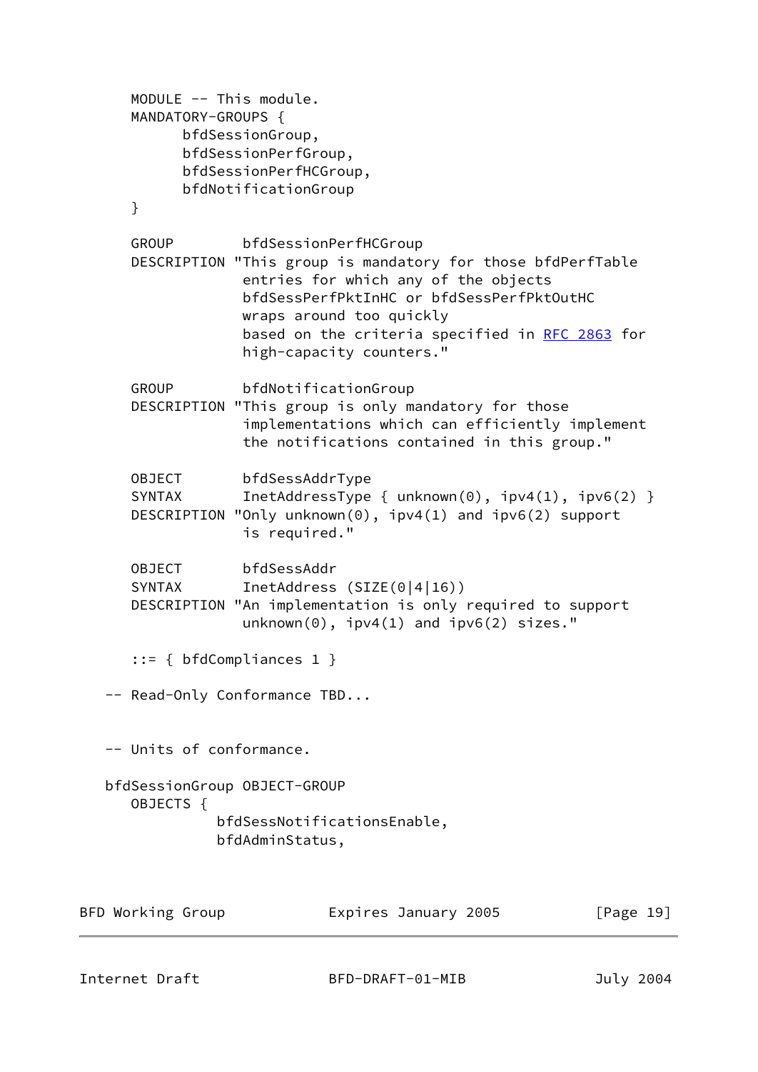```
      MODULE -- This module.
      MANDATORY-GROUPS {
            bfdSessionGroup,
            bfdSessionPerfGroup,
            bfdSessionPerfHCGroup,
            bfdNotificationGroup
      }

      GROUP        bfdSessionPerfHCGroup
      DESCRIPTION "This group is mandatory for those bfdPerfTable
                   entries for which any of the objects
                   bfdSessPerfPktInHC or bfdSessPerfPktOutHC
                   wraps around too quickly
                   based on the criteria specified in RFC 2863 for
                   high-capacity counters."

      GROUP        bfdNotificationGroup
      DESCRIPTION "This group is only mandatory for those
                   implementations which can efficiently implement
                   the notifications contained in this group."

      OBJECT       bfdSessAddrType
      SYNTAX       InetAddressType { unknown(0), ipv4(1), ipv6(2) }
      DESCRIPTION "Only unknown(0), ipv4(1) and ipv6(2) support
                   is required."

      OBJECT       bfdSessAddr
      SYNTAX       InetAddress (SIZE(0|4|16))
      DESCRIPTION "An implementation is only required to support
                   unknown(0), ipv4(1) and ipv6(2) sizes."

      ::= { bfdCompliances 1 }

   -- Read-Only Conformance TBD...


   -- Units of conformance.

   bfdSessionGroup OBJECT-GROUP
      OBJECTS {
                bfdSessNotificationsEnable,
                bfdAdminStatus,
```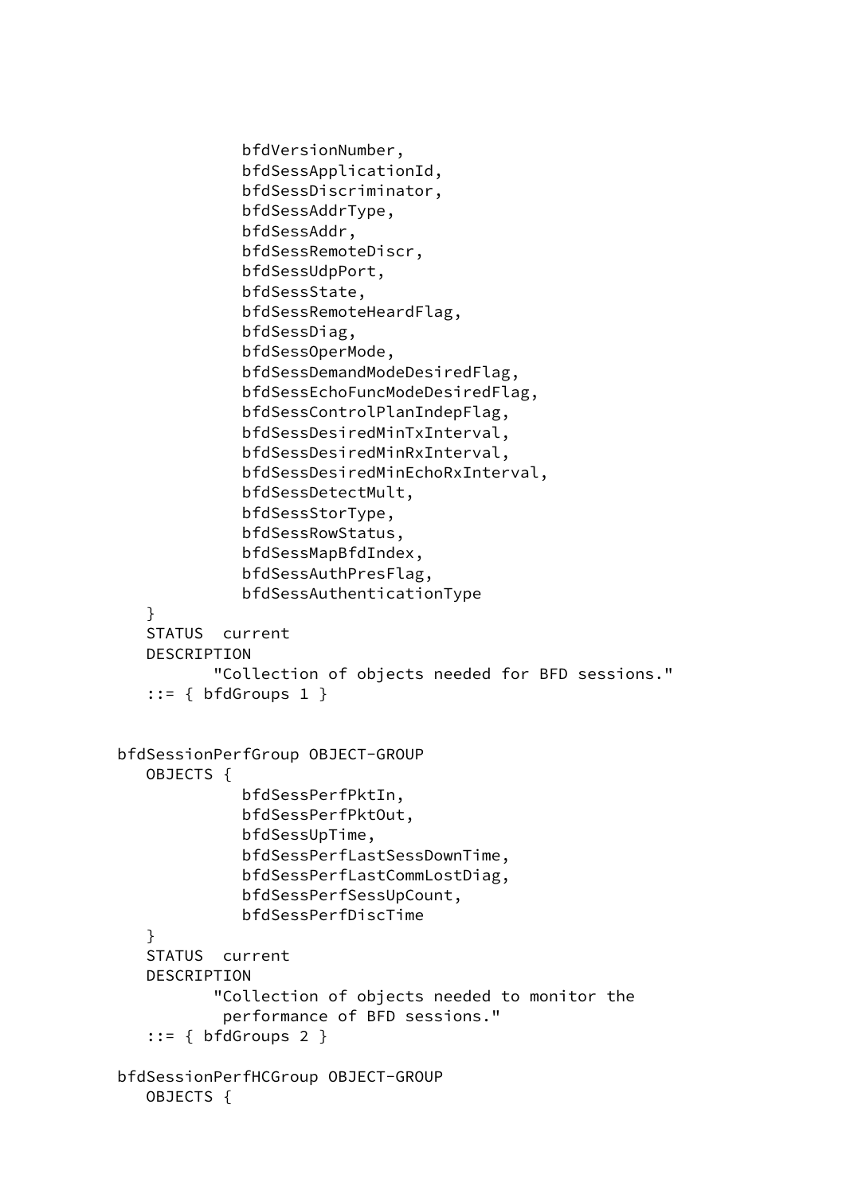```
             bfdVersionNumber,
             bfdSessApplicationId,
             bfdSessDiscriminator,
             bfdSessAddrType,
             bfdSessAddr,
             bfdSessRemoteDiscr,
             bfdSessUdpPort,
             bfdSessState,
             bfdSessRemoteHeardFlag,
             bfdSessDiag,
             bfdSessOperMode,
             bfdSessDemandModeDesiredFlag,
             bfdSessEchoFuncModeDesiredFlag,
             bfdSessControlPlanIndepFlag,
             bfdSessDesiredMinTxInterval,
             bfdSessDesiredMinRxInterval,
             bfdSessDesiredMinEchoRxInterval,
             bfdSessDetectMult,
             bfdSessStorType,
             bfdSessRowStatus,
             bfdSessMapBfdIndex,
             bfdSessAuthPresFlag,
             bfdSessAuthenticationType
   }
   STATUS  current
   DESCRIPTION
          "Collection of objects needed for BFD sessions."
   ::= { bfdGroups 1 }


bfdSessionPerfGroup OBJECT-GROUP
   OBJECTS {
             bfdSessPerfPktIn,
             bfdSessPerfPktOut,
             bfdSessUpTime,
             bfdSessPerfLastSessDownTime,
             bfdSessPerfLastCommLostDiag,
             bfdSessPerfSessUpCount,
             bfdSessPerfDiscTime
   }
   STATUS  current
   DESCRIPTION
          "Collection of objects needed to monitor the
           performance of BFD sessions."
   ::= { bfdGroups 2 }

bfdSessionPerfHCGroup OBJECT-GROUP
   OBJECTS {
```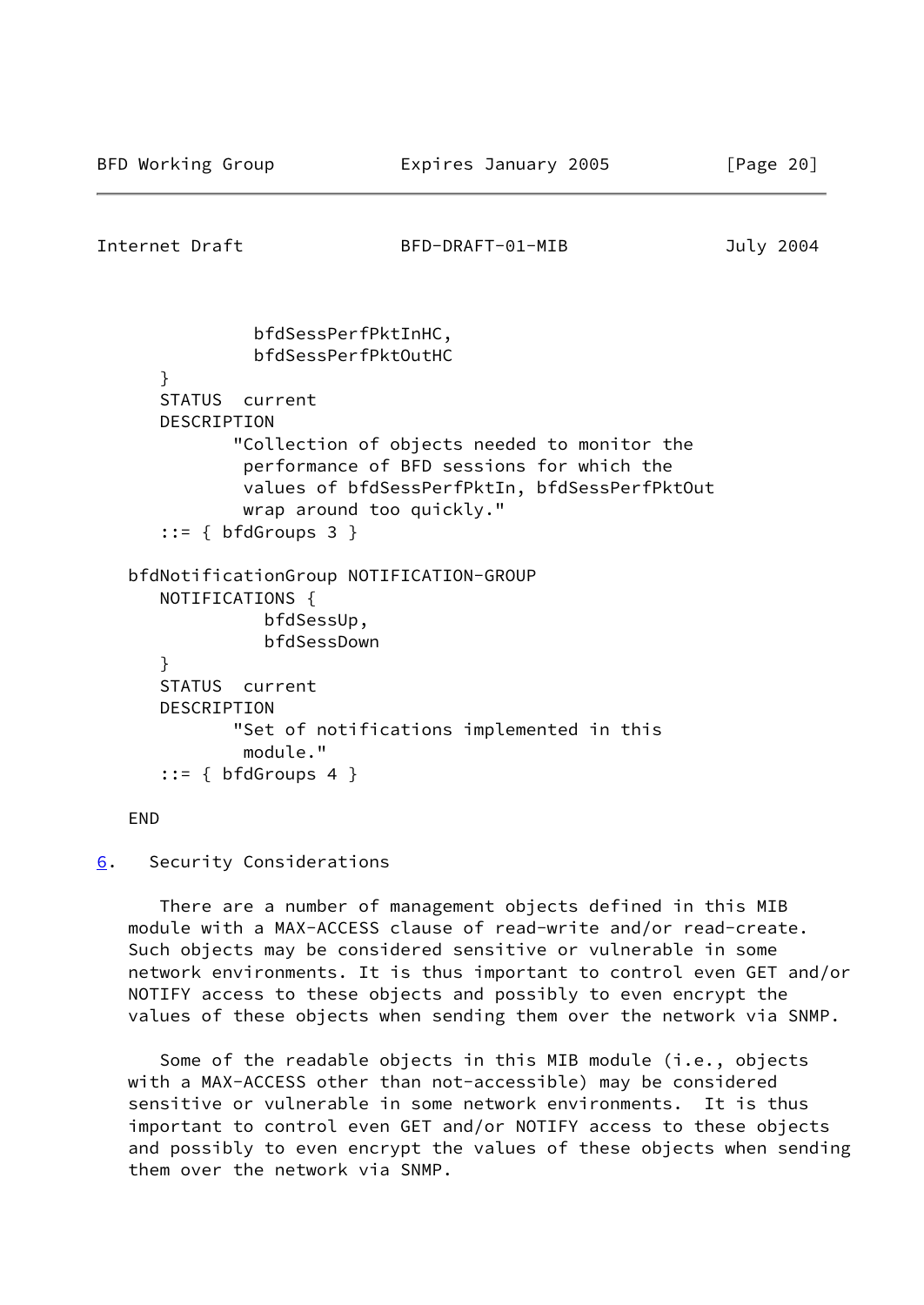```
               bfdSessPerfPktInHC,
               bfdSessPerfPktOutHC
      }
      STATUS  current
      DESCRIPTION
             "Collection of objects needed to monitor the
              performance of BFD sessions for which the
              values of bfdSessPerfPktIn, bfdSessPerfPktOut
              wrap around too quickly."
      ::= { bfdGroups 3 }

   bfdNotificationGroup NOTIFICATION-GROUP
      NOTIFICATIONS {
                bfdSessUp,
                bfdSessDown
      }
      STATUS  current
      DESCRIPTION
             "Set of notifications implemented in this
              module."
      ::= { bfdGroups 4 }

   END
```

## 6. Security Considerations

There are a number of management objects defined in this MIB module with a MAX-ACCESS clause of read-write and/or read-create. Such objects may be considered sensitive or vulnerable in some network environments. It is thus important to control even GET and/or NOTIFY access to these objects and possibly to even encrypt the values of these objects when sending them over the network via SNMP.

Some of the readable objects in this MIB module (i.e., objects with a MAX-ACCESS other than not-accessible) may be considered sensitive or vulnerable in some network environments. It is thus important to control even GET and/or NOTIFY access to these objects and possibly to even encrypt the values of these objects when sending them over the network via SNMP.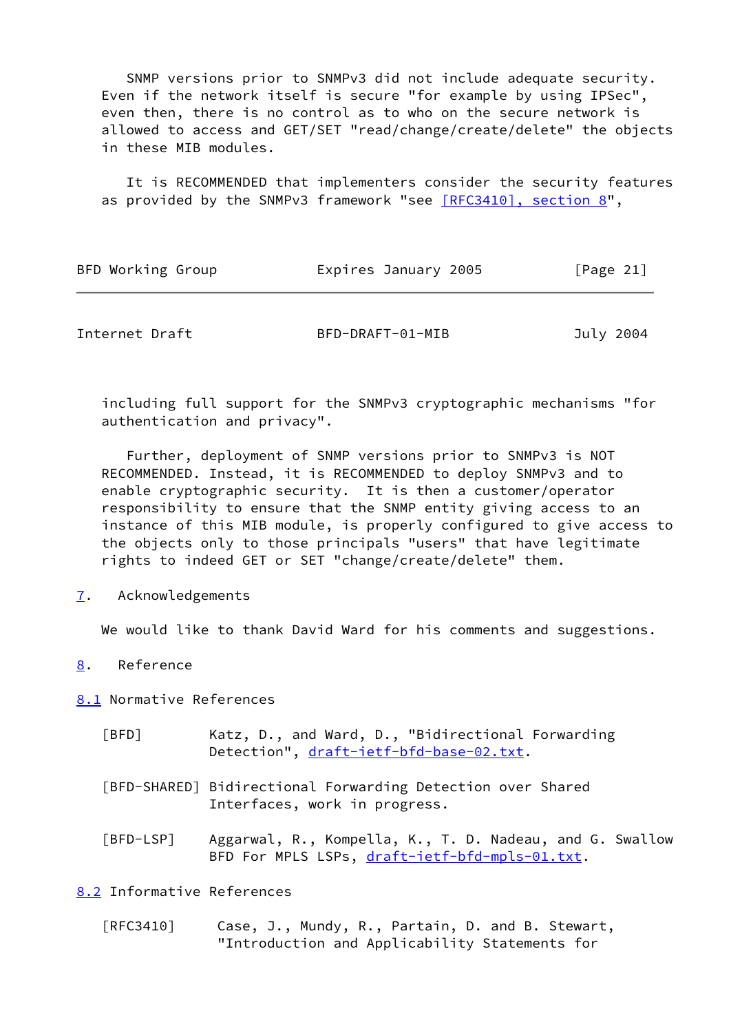SNMP versions prior to SNMPv3 did not include adequate security. Even if the network itself is secure "for example by using IPSec", even then, there is no control as to who on the secure network is allowed to access and GET/SET "read/change/create/delete" the objects in these MIB modules.

It is RECOMMENDED that implementers consider the security features as provided by the SNMPv3 framework "see [RFC3410], section 8", including full support for the SNMPv3 cryptographic mechanisms "for authentication and privacy".

Further, deployment of SNMP versions prior to SNMPv3 is NOT RECOMMENDED. Instead, it is RECOMMENDED to deploy SNMPv3 and to enable cryptographic security. It is then a customer/operator responsibility to ensure that the SNMP entity giving access to an instance of this MIB module, is properly configured to give access to the objects only to those principals "users" that have legitimate rights to indeed GET or SET "change/create/delete" them.

## 7. Acknowledgements

We would like to thank David Ward for his comments and suggestions.

## 8. Reference

### 8.1 Normative References

[BFD] Katz, D., and Ward, D., "Bidirectional Forwarding Detection", draft-ietf-bfd-base-02.txt.

[BFD-SHARED] Bidirectional Forwarding Detection over Shared Interfaces, work in progress.

[BFD-LSP] Aggarwal, R., Kompella, K., T. D. Nadeau, and G. Swallow BFD For MPLS LSPs, draft-ietf-bfd-mpls-01.txt.

### 8.2 Informative References

[RFC3410] Case, J., Mundy, R., Partain, D. and B. Stewart, "Introduction and Applicability Statements for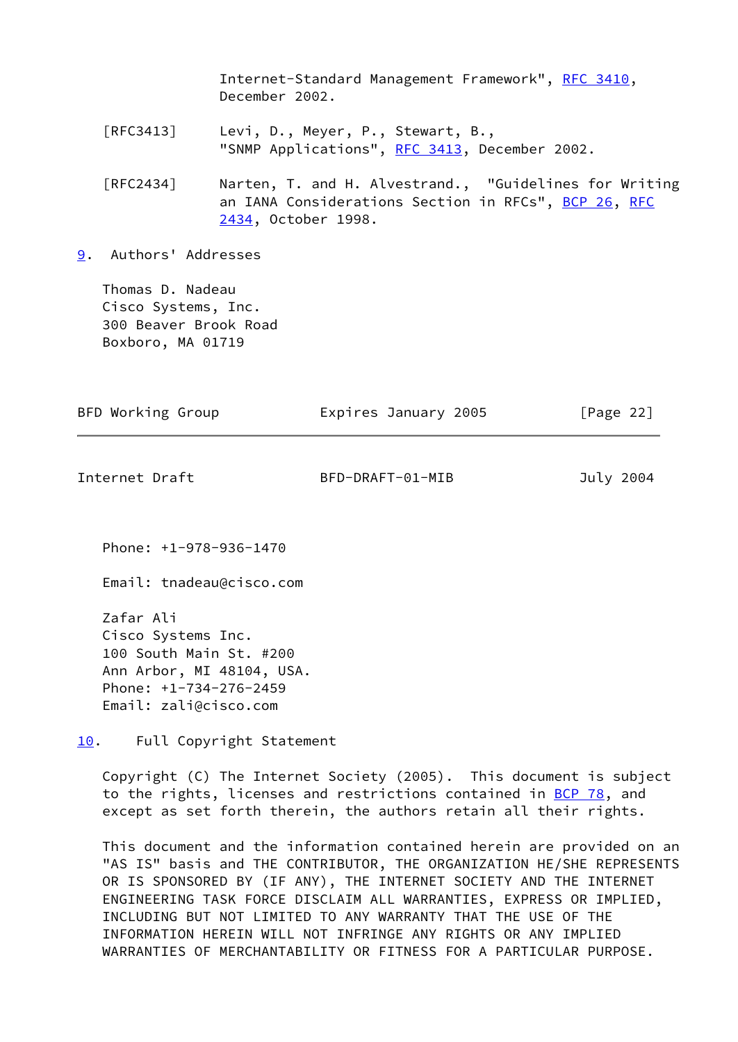Internet-Standard Management Framework", RFC 3410, December 2002.

[RFC3413] Levi, D., Meyer, P., Stewart, B., "SNMP Applications", RFC 3413, December 2002.

[RFC2434] Narten, T. and H. Alvestrand., "Guidelines for Writing an IANA Considerations Section in RFCs", BCP 26, RFC 2434, October 1998.

## 9. Authors' Addresses

Thomas D. Nadeau
Cisco Systems, Inc.
300 Beaver Brook Road
Boxboro, MA 01719

Phone: +1-978-936-1470

Email: tnadeau@cisco.com

Zafar Ali
Cisco Systems Inc.
100 South Main St. #200
Ann Arbor, MI 48104, USA.
Phone: +1-734-276-2459
Email: zali@cisco.com

## 10. Full Copyright Statement

Copyright (C) The Internet Society (2005). This document is subject to the rights, licenses and restrictions contained in BCP 78, and except as set forth therein, the authors retain all their rights.

This document and the information contained herein are provided on an "AS IS" basis and THE CONTRIBUTOR, THE ORGANIZATION HE/SHE REPRESENTS OR IS SPONSORED BY (IF ANY), THE INTERNET SOCIETY AND THE INTERNET ENGINEERING TASK FORCE DISCLAIM ALL WARRANTIES, EXPRESS OR IMPLIED, INCLUDING BUT NOT LIMITED TO ANY WARRANTY THAT THE USE OF THE INFORMATION HEREIN WILL NOT INFRINGE ANY RIGHTS OR ANY IMPLIED WARRANTIES OF MERCHANTABILITY OR FITNESS FOR A PARTICULAR PURPOSE.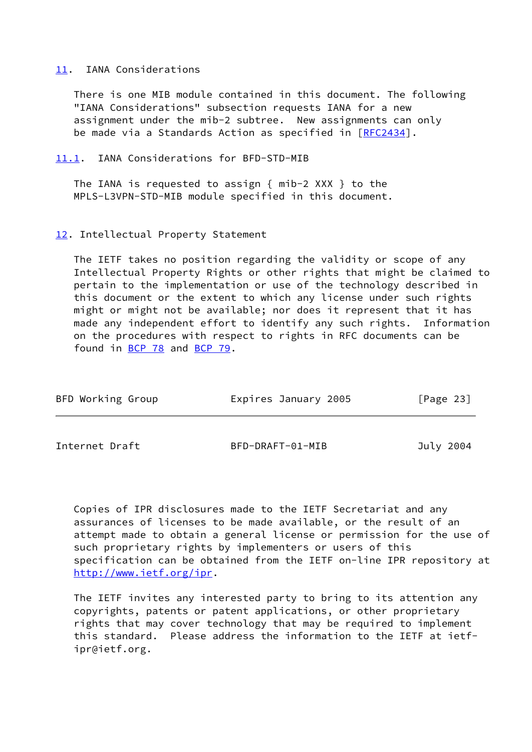## 11. IANA Considerations

There is one MIB module contained in this document. The following "IANA Considerations" subsection requests IANA for a new assignment under the mib-2 subtree. New assignments can only be made via a Standards Action as specified in [RFC2434].

### 11.1. IANA Considerations for BFD-STD-MIB

The IANA is requested to assign { mib-2 XXX } to the MPLS-L3VPN-STD-MIB module specified in this document.

## 12. Intellectual Property Statement

The IETF takes no position regarding the validity or scope of any Intellectual Property Rights or other rights that might be claimed to pertain to the implementation or use of the technology described in this document or the extent to which any license under such rights might or might not be available; nor does it represent that it has made any independent effort to identify any such rights. Information on the procedures with respect to rights in RFC documents can be found in BCP 78 and BCP 79.

Copies of IPR disclosures made to the IETF Secretariat and any assurances of licenses to be made available, or the result of an attempt made to obtain a general license or permission for the use of such proprietary rights by implementers or users of this specification can be obtained from the IETF on-line IPR repository at http://www.ietf.org/ipr.

The IETF invites any interested party to bring to its attention any copyrights, patents or patent applications, or other proprietary rights that may cover technology that may be required to implement this standard. Please address the information to the IETF at ietf-ipr@ietf.org.